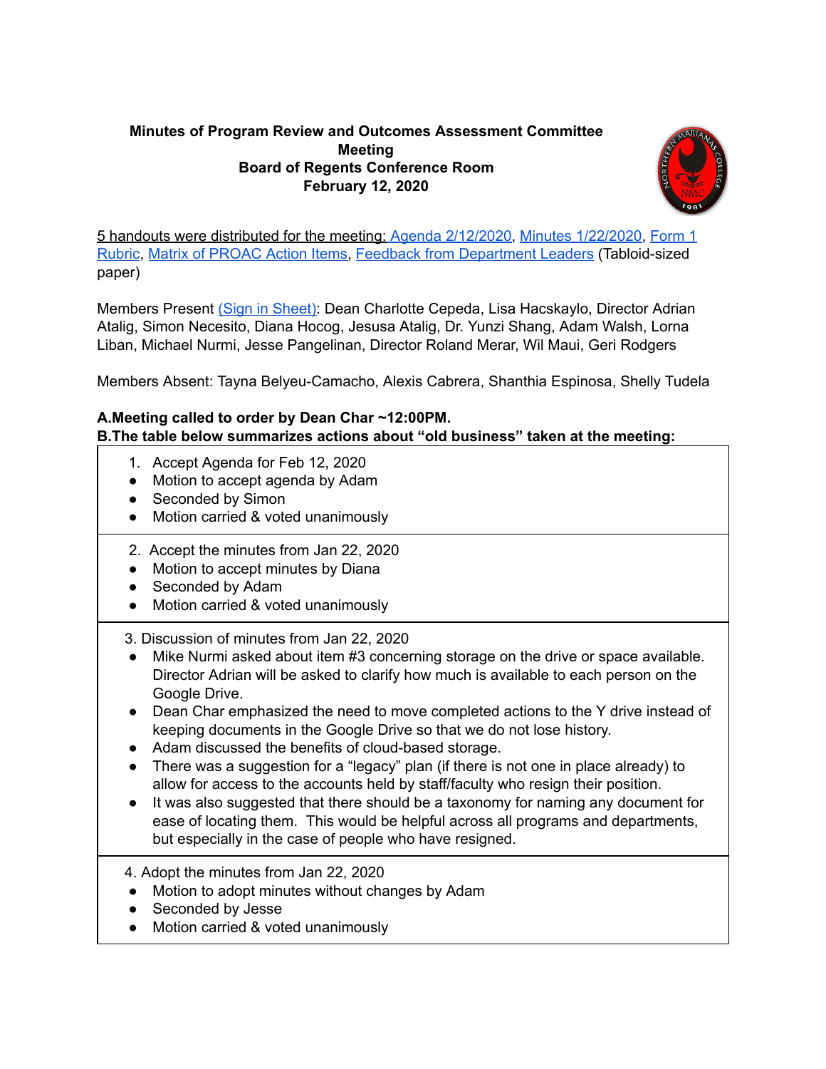**Minutes of Program Review and Outcomes Assessment Committee Meeting**
**Board of Regents Conference Room**
**February 12, 2020**

5 handouts were distributed for the meeting: Agenda 2/12/2020, Minutes 1/22/2020, Form 1 Rubric, Matrix of PROAC Action Items, Feedback from Department Leaders (Tabloid-sized paper)

Members Present (Sign in Sheet): Dean Charlotte Cepeda, Lisa Hacskaylo, Director Adrian Atalig, Simon Necesito, Diana Hocog, Jesusa Atalig, Dr. Yunzi Shang, Adam Walsh, Lorna Liban, Michael Nurmi, Jesse Pangelinan, Director Roland Merar, Wil Maui, Geri Rodgers

Members Absent: Tayna Belyeu-Camacho, Alexis Cabrera, Shanthia Espinosa, Shelly Tudela

**A.Meeting called to order by Dean Char ~12:00PM.**
**B.The table below summarizes actions about "old business" taken at the meeting:**

| |
|---|
| 1. Accept Agenda for Feb 12, 2020<br>● Motion to accept agenda by Adam<br>● Seconded by Simon<br>● Motion carried & voted unanimously |
| 2. Accept the minutes from Jan 22, 2020<br>● Motion to accept minutes by Diana<br>● Seconded by Adam<br>● Motion carried & voted unanimously |
| 3. Discussion of minutes from Jan 22, 2020<br>● Mike Nurmi asked about item #3 concerning storage on the drive or space available. Director Adrian will be asked to clarify how much is available to each person on the Google Drive.<br>● Dean Char emphasized the need to move completed actions to the Y drive instead of keeping documents in the Google Drive so that we do not lose history.<br>● Adam discussed the benefits of cloud-based storage.<br>● There was a suggestion for a "legacy" plan (if there is not one in place already) to allow for access to the accounts held by staff/faculty who resign their position.<br>● It was also suggested that there should be a taxonomy for naming any document for ease of locating them. This would be helpful across all programs and departments, but especially in the case of people who have resigned. |
| 4. Adopt the minutes from Jan 22, 2020<br>● Motion to adopt minutes without changes by Adam<br>● Seconded by Jesse<br>● Motion carried & voted unanimously |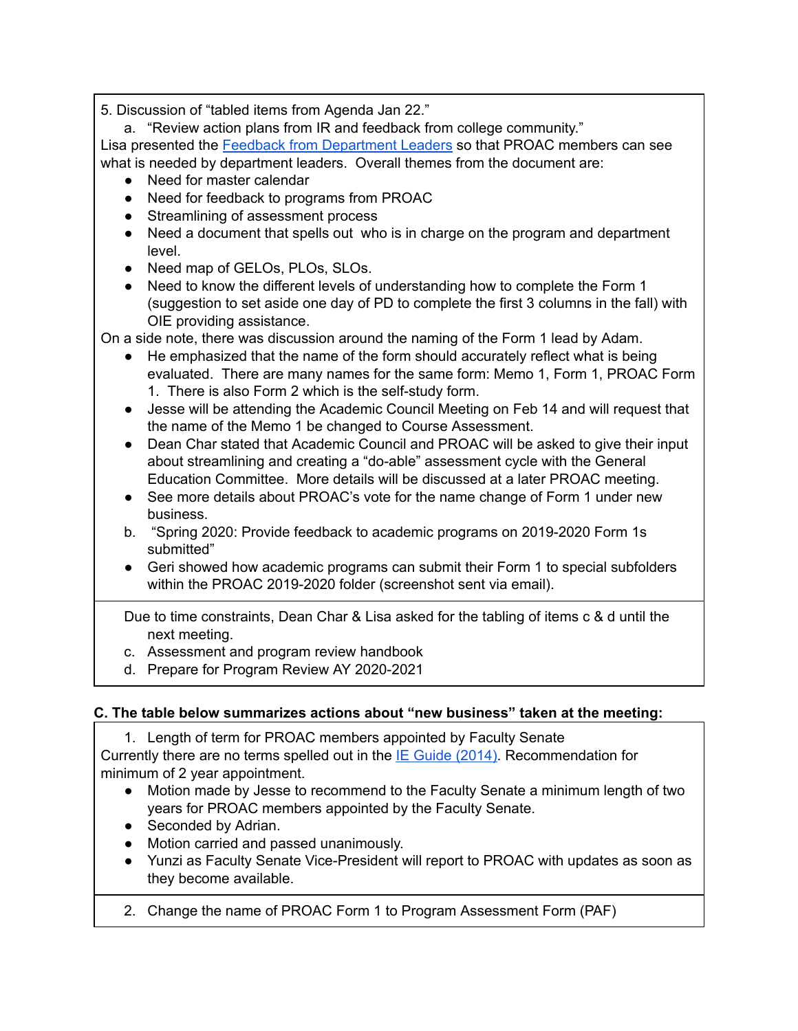5. Discussion of "tabled items from Agenda Jan 22."

a. "Review action plans from IR and feedback from college community."

Lisa presented the [Feedback from Department Leaders] so that PROAC members can see what is needed by department leaders. Overall themes from the document are:

- Need for master calendar
- Need for feedback to programs from PROAC
- Streamlining of assessment process
- Need a document that spells out who is in charge on the program and department level.
- Need map of GELOs, PLOs, SLOs.
- Need to know the different levels of understanding how to complete the Form 1 (suggestion to set aside one day of PD to complete the first 3 columns in the fall) with OIE providing assistance.

On a side note, there was discussion around the naming of the Form 1 lead by Adam.

- He emphasized that the name of the form should accurately reflect what is being evaluated. There are many names for the same form: Memo 1, Form 1, PROAC Form 1. There is also Form 2 which is the self-study form.
- Jesse will be attending the Academic Council Meeting on Feb 14 and will request that the name of the Memo 1 be changed to Course Assessment.
- Dean Char stated that Academic Council and PROAC will be asked to give their input about streamlining and creating a "do-able" assessment cycle with the General Education Committee. More details will be discussed at a later PROAC meeting.
- See more details about PROAC's vote for the name change of Form 1 under new business.

b. "Spring 2020: Provide feedback to academic programs on 2019-2020 Form 1s submitted"

- Geri showed how academic programs can submit their Form 1 to special subfolders within the PROAC 2019-2020 folder (screenshot sent via email).

Due to time constraints, Dean Char & Lisa asked for the tabling of items c & d until the next meeting.

c. Assessment and program review handbook

d. Prepare for Program Review AY 2020-2021

**C. The table below summarizes actions about "new business" taken at the meeting:**

1. Length of term for PROAC members appointed by Faculty Senate

Currently there are no terms spelled out in the [IE Guide (2014)]. Recommendation for minimum of 2 year appointment.

- Motion made by Jesse to recommend to the Faculty Senate a minimum length of two years for PROAC members appointed by the Faculty Senate.
- Seconded by Adrian.
- Motion carried and passed unanimously.
- Yunzi as Faculty Senate Vice-President will report to PROAC with updates as soon as they become available.

2. Change the name of PROAC Form 1 to Program Assessment Form (PAF)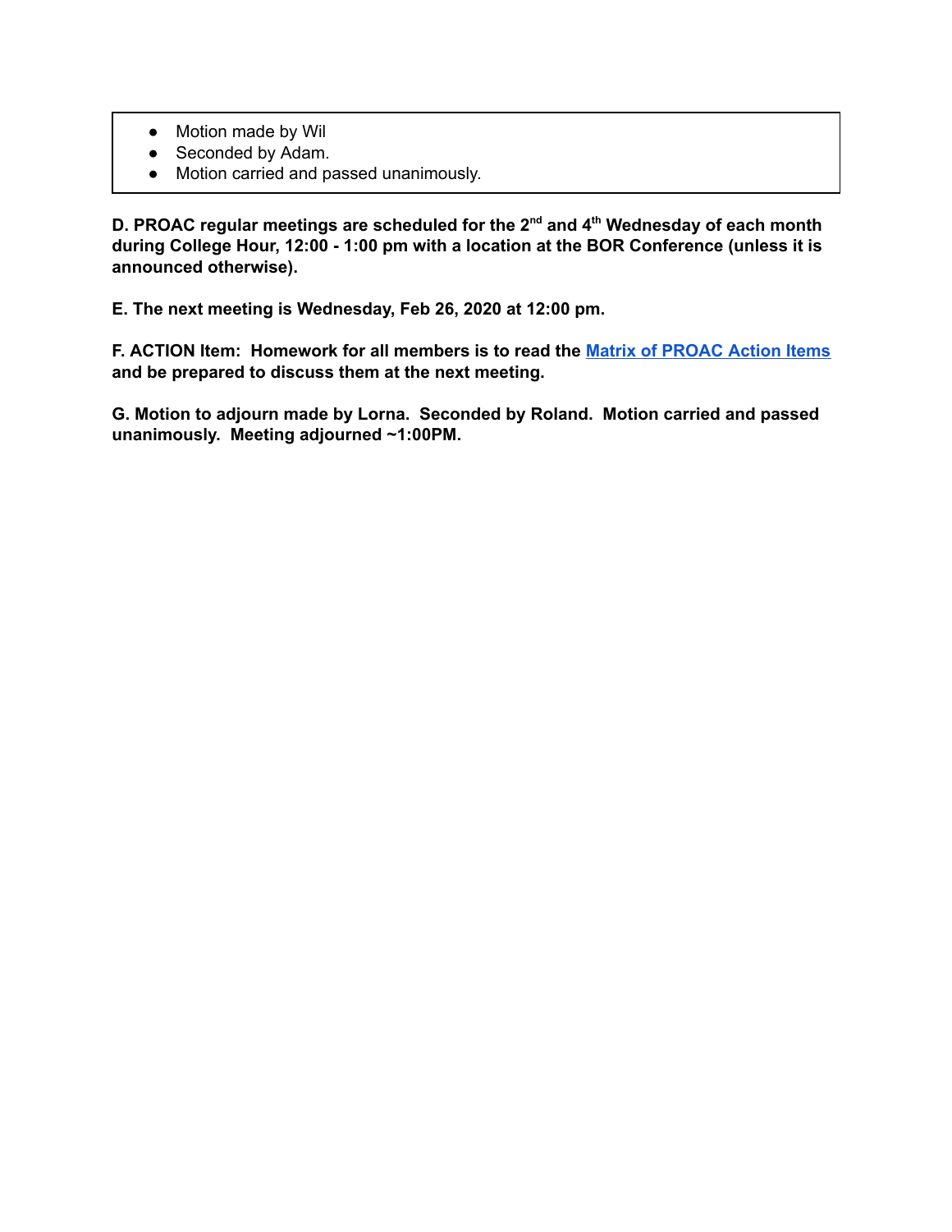- Motion made by Wil
- Seconded by Adam.
- Motion carried and passed unanimously.

**D. PROAC regular meetings are scheduled for the 2nd and 4th Wednesday of each month during College Hour, 12:00 - 1:00 pm with a location at the BOR Conference (unless it is announced otherwise).**

**E. The next meeting is Wednesday, Feb 26, 2020 at 12:00 pm.**

**F. ACTION Item: Homework for all members is to read the Matrix of PROAC Action Items and be prepared to discuss them at the next meeting.**

**G. Motion to adjourn made by Lorna. Seconded by Roland. Motion carried and passed unanimously. Meeting adjourned ~1:00PM.**